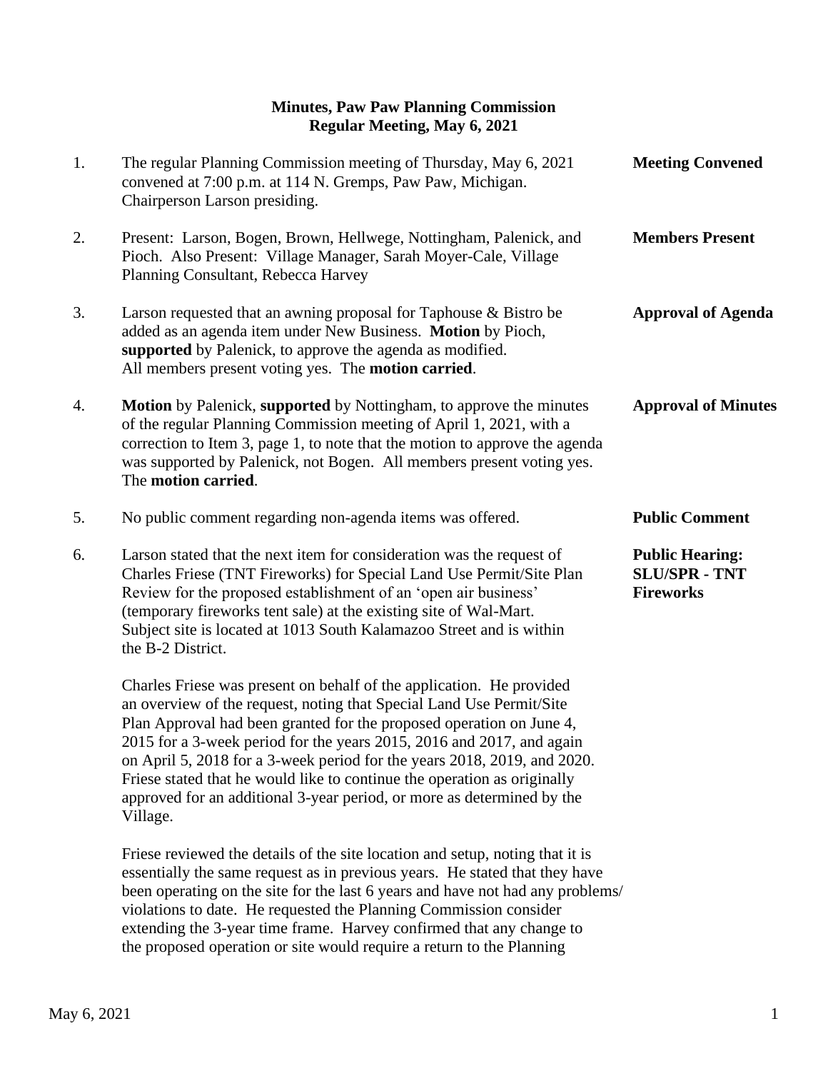**Minutes, Paw Paw Planning Commission**
**Regular Meeting, May 6, 2021**

1. The regular Planning Commission meeting of Thursday, May 6, 2021 convened at 7:00 p.m. at 114 N. Gremps, Paw Paw, Michigan. Chairperson Larson presiding. **Meeting Convened**

2. Present: Larson, Bogen, Brown, Hellwege, Nottingham, Palenick, and Pioch. Also Present: Village Manager, Sarah Moyer-Cale, Village Planning Consultant, Rebecca Harvey **Members Present**

3. Larson requested that an awning proposal for Taphouse & Bistro be added as an agenda item under New Business. **Motion** by Pioch, **supported** by Palenick, to approve the agenda as modified. All members present voting yes. The **motion carried**. **Approval of Agenda**

4. **Motion** by Palenick, **supported** by Nottingham, to approve the minutes of the regular Planning Commission meeting of April 1, 2021, with a correction to Item 3, page 1, to note that the motion to approve the agenda was supported by Palenick, not Bogen. All members present voting yes. The **motion carried**. **Approval of Minutes**

5. No public comment regarding non-agenda items was offered. **Public Comment**

6. Larson stated that the next item for consideration was the request of Charles Friese (TNT Fireworks) for Special Land Use Permit/Site Plan Review for the proposed establishment of an 'open air business' (temporary fireworks tent sale) at the existing site of Wal-Mart. Subject site is located at 1013 South Kalamazoo Street and is within the B-2 District. **Public Hearing: SLU/SPR - TNT Fireworks**

   Charles Friese was present on behalf of the application. He provided an overview of the request, noting that Special Land Use Permit/Site Plan Approval had been granted for the proposed operation on June 4, 2015 for a 3-week period for the years 2015, 2016 and 2017, and again on April 5, 2018 for a 3-week period for the years 2018, 2019, and 2020. Friese stated that he would like to continue the operation as originally approved for an additional 3-year period, or more as determined by the Village.

   Friese reviewed the details of the site location and setup, noting that it is essentially the same request as in previous years. He stated that they have been operating on the site for the last 6 years and have not had any problems/ violations to date. He requested the Planning Commission consider extending the 3-year time frame. Harvey confirmed that any change to the proposed operation or site would require a return to the Planning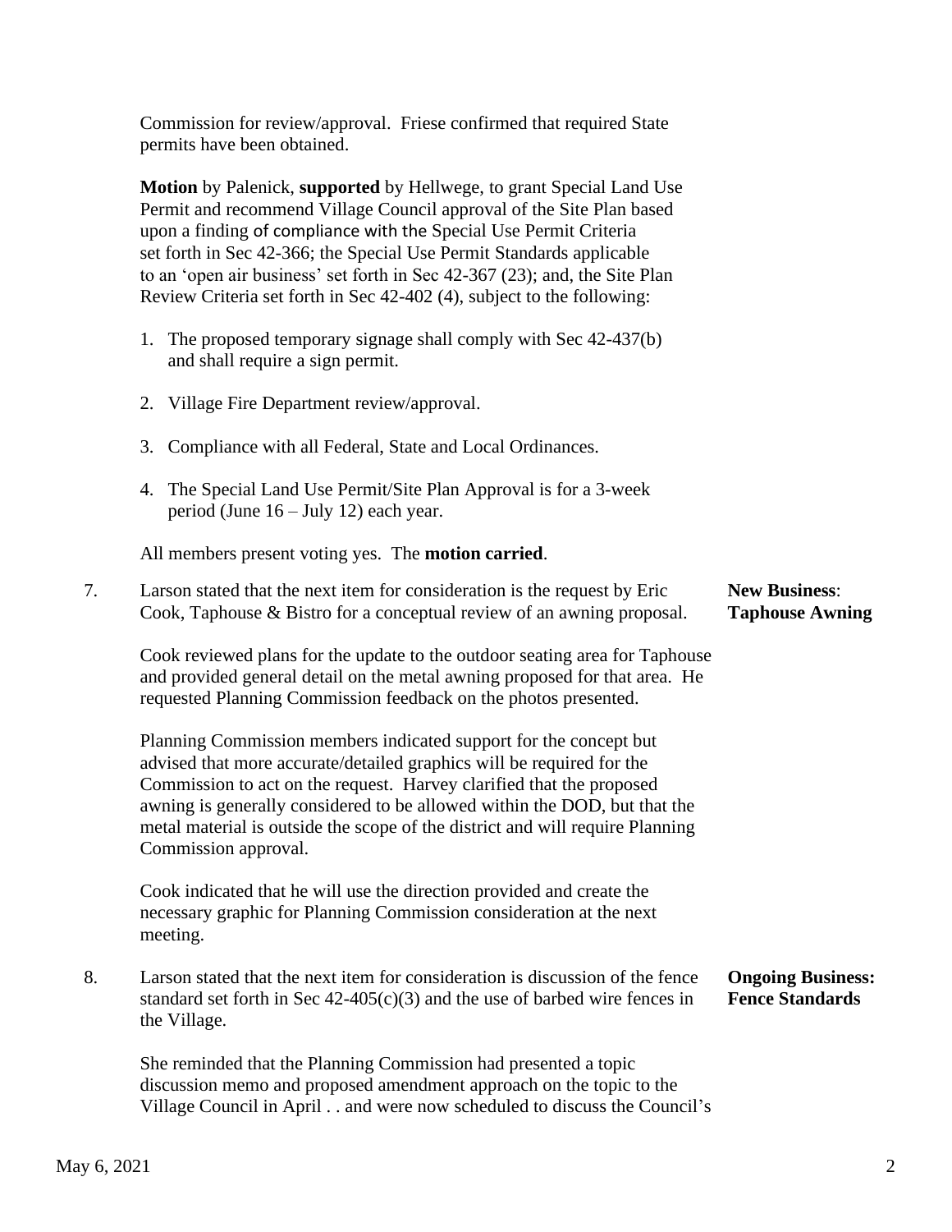Commission for review/approval. Friese confirmed that required State permits have been obtained.

**Motion** by Palenick, **supported** by Hellwege, to grant Special Land Use Permit and recommend Village Council approval of the Site Plan based upon a finding of compliance with the Special Use Permit Criteria set forth in Sec 42-366; the Special Use Permit Standards applicable to an 'open air business' set forth in Sec 42-367 (23); and, the Site Plan Review Criteria set forth in Sec 42-402 (4), subject to the following:

1. The proposed temporary signage shall comply with Sec 42-437(b) and shall require a sign permit.
2. Village Fire Department review/approval.
3. Compliance with all Federal, State and Local Ordinances.
4. The Special Land Use Permit/Site Plan Approval is for a 3-week period (June 16 – July 12) each year.

All members present voting yes. The **motion carried**.

7. Larson stated that the next item for consideration is the request by Eric Cook, Taphouse & Bistro for a conceptual review of an awning proposal.

**New Business**: **Taphouse Awning**

Cook reviewed plans for the update to the outdoor seating area for Taphouse and provided general detail on the metal awning proposed for that area. He requested Planning Commission feedback on the photos presented.

Planning Commission members indicated support for the concept but advised that more accurate/detailed graphics will be required for the Commission to act on the request. Harvey clarified that the proposed awning is generally considered to be allowed within the DOD, but that the metal material is outside the scope of the district and will require Planning Commission approval.

Cook indicated that he will use the direction provided and create the necessary graphic for Planning Commission consideration at the next meeting.

8. Larson stated that the next item for consideration is discussion of the fence standard set forth in Sec 42-405(c)(3) and the use of barbed wire fences in the Village.

**Ongoing Business: Fence Standards**

She reminded that the Planning Commission had presented a topic discussion memo and proposed amendment approach on the topic to the Village Council in April . . and were now scheduled to discuss the Council's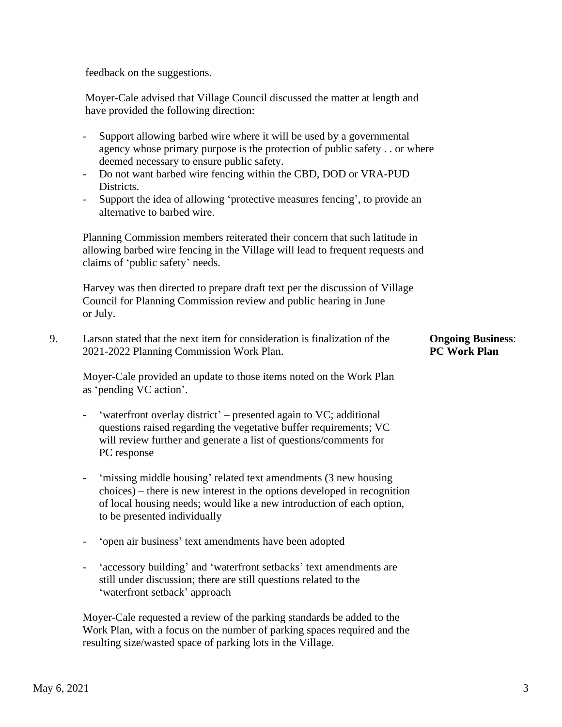feedback on the suggestions.

Moyer-Cale advised that Village Council discussed the matter at length and have provided the following direction:

- Support allowing barbed wire where it will be used by a governmental agency whose primary purpose is the protection of public safety . . or where deemed necessary to ensure public safety.
- Do not want barbed wire fencing within the CBD, DOD or VRA-PUD Districts.
- Support the idea of allowing 'protective measures fencing', to provide an alternative to barbed wire.

Planning Commission members reiterated their concern that such latitude in allowing barbed wire fencing in the Village will lead to frequent requests and claims of 'public safety' needs.

Harvey was then directed to prepare draft text per the discussion of Village Council for Planning Commission review and public hearing in June or July.

9. Larson stated that the next item for consideration is finalization of the 2021-2022 Planning Commission Work Plan.

**Ongoing Business**: **PC Work Plan**

Moyer-Cale provided an update to those items noted on the Work Plan as 'pending VC action'.

- 'waterfront overlay district' – presented again to VC; additional questions raised regarding the vegetative buffer requirements; VC will review further and generate a list of questions/comments for PC response

- 'missing middle housing' related text amendments (3 new housing choices) – there is new interest in the options developed in recognition of local housing needs; would like a new introduction of each option, to be presented individually

- 'open air business' text amendments have been adopted

- 'accessory building' and 'waterfront setbacks' text amendments are still under discussion; there are still questions related to the 'waterfront setback' approach

Moyer-Cale requested a review of the parking standards be added to the Work Plan, with a focus on the number of parking spaces required and the resulting size/wasted space of parking lots in the Village.

May 6, 2021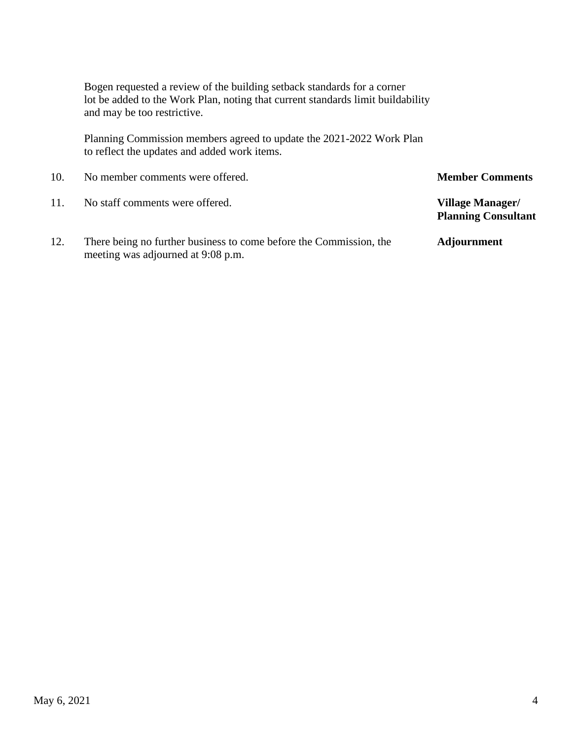Bogen requested a review of the building setback standards for a corner lot be added to the Work Plan, noting that current standards limit buildability and may be too restrictive.

Planning Commission members agreed to update the 2021-2022 Work Plan to reflect the updates and added work items.

10. No member comments were offered. **Member Comments**

11. No staff comments were offered. **Village Manager/ Planning Consultant**

12. There being no further business to come before the Commission, the meeting was adjourned at 9:08 p.m. **Adjournment**

May 6, 2021